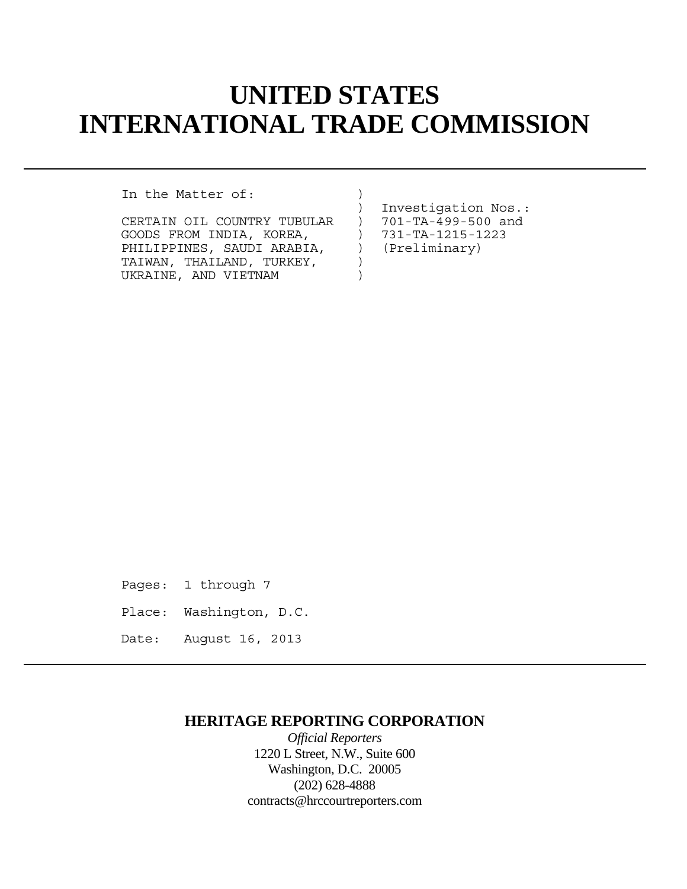# UNITED STATES
# INTERNATIONAL TRADE COMMISSION

---

```
In the Matter of:              )
                               )  Investigation Nos.:
CERTAIN OIL COUNTRY TUBULAR    )  701-TA-499-500 and
GOODS FROM INDIA, KOREA,       )  731-TA-1215-1223
PHILIPPINES, SAUDI ARABIA,     )  (Preliminary)
TAIWAN, THAILAND, TURKEY,      )
UKRAINE, AND VIETNAM           )
```

Pages: 1 through 7

Place: Washington, D.C.

Date: August 16, 2013

---

**HERITAGE REPORTING CORPORATION**

*Official Reporters*

1220 L Street, N.W., Suite 600

Washington, D.C. 20005

(202) 628-4888

contracts@hrccourtreporters.com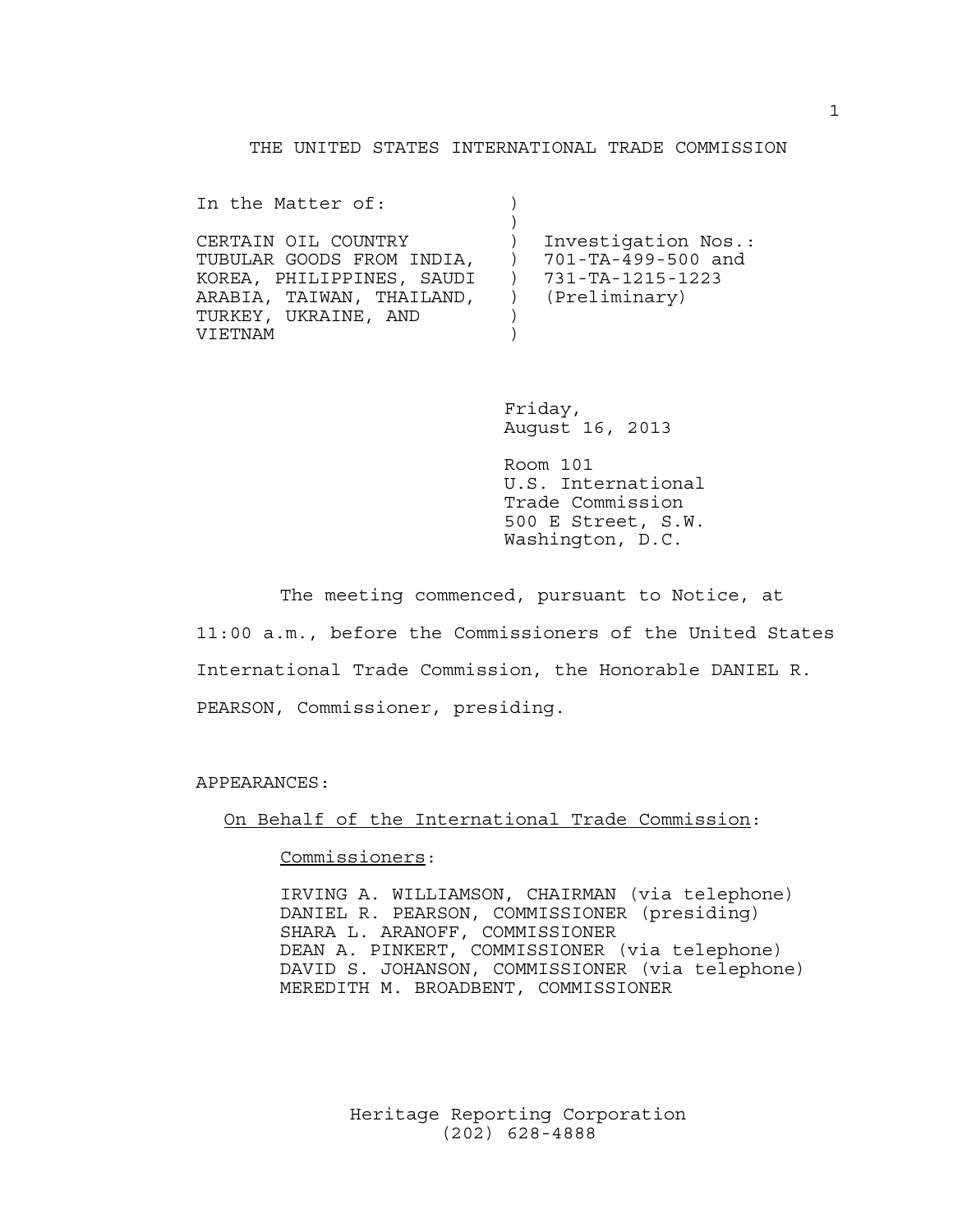THE UNITED STATES INTERNATIONAL TRADE COMMISSION

| In the Matter of: | ) | |
|---|---|---|
| | ) | |
| CERTAIN OIL COUNTRY | ) | Investigation Nos.: |
| TUBULAR GOODS FROM INDIA, | ) | 701-TA-499-500 and |
| KOREA, PHILIPPINES, SAUDI | ) | 731-TA-1215-1223 |
| ARABIA, TAIWAN, THAILAND, | ) | (Preliminary) |
| TURKEY, UKRAINE, AND | ) | |
| VIETNAM | ) | |

Friday,
August 16, 2013

Room 101
U.S. International
Trade Commission
500 E Street, S.W.
Washington, D.C.

The meeting commenced, pursuant to Notice, at 11:00 a.m., before the Commissioners of the United States International Trade Commission, the Honorable DANIEL R. PEARSON, Commissioner, presiding.

APPEARANCES:

On Behalf of the International Trade Commission:

Commissioners:

IRVING A. WILLIAMSON, CHAIRMAN (via telephone)
DANIEL R. PEARSON, COMMISSIONER (presiding)
SHARA L. ARANOFF, COMMISSIONER
DEAN A. PINKERT, COMMISSIONER (via telephone)
DAVID S. JOHANSON, COMMISSIONER (via telephone)
MEREDITH M. BROADBENT, COMMISSIONER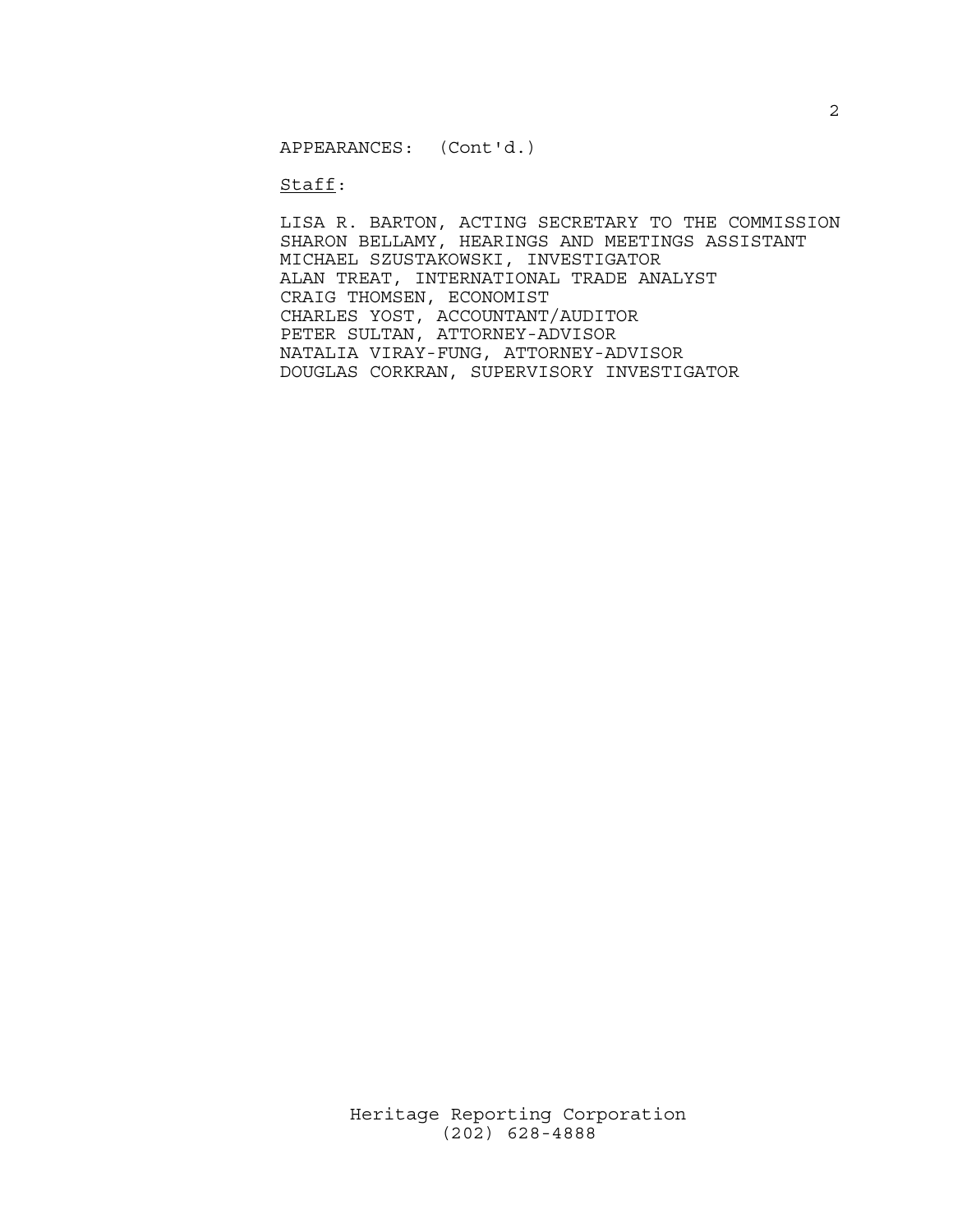APPEARANCES: (Cont'd.)

<u>Staff</u>:

LISA R. BARTON, ACTING SECRETARY TO THE COMMISSION
SHARON BELLAMY, HEARINGS AND MEETINGS ASSISTANT
MICHAEL SZUSTAKOWSKI, INVESTIGATOR
ALAN TREAT, INTERNATIONAL TRADE ANALYST
CRAIG THOMSEN, ECONOMIST
CHARLES YOST, ACCOUNTANT/AUDITOR
PETER SULTAN, ATTORNEY-ADVISOR
NATALIA VIRAY-FUNG, ATTORNEY-ADVISOR
DOUGLAS CORKRAN, SUPERVISORY INVESTIGATOR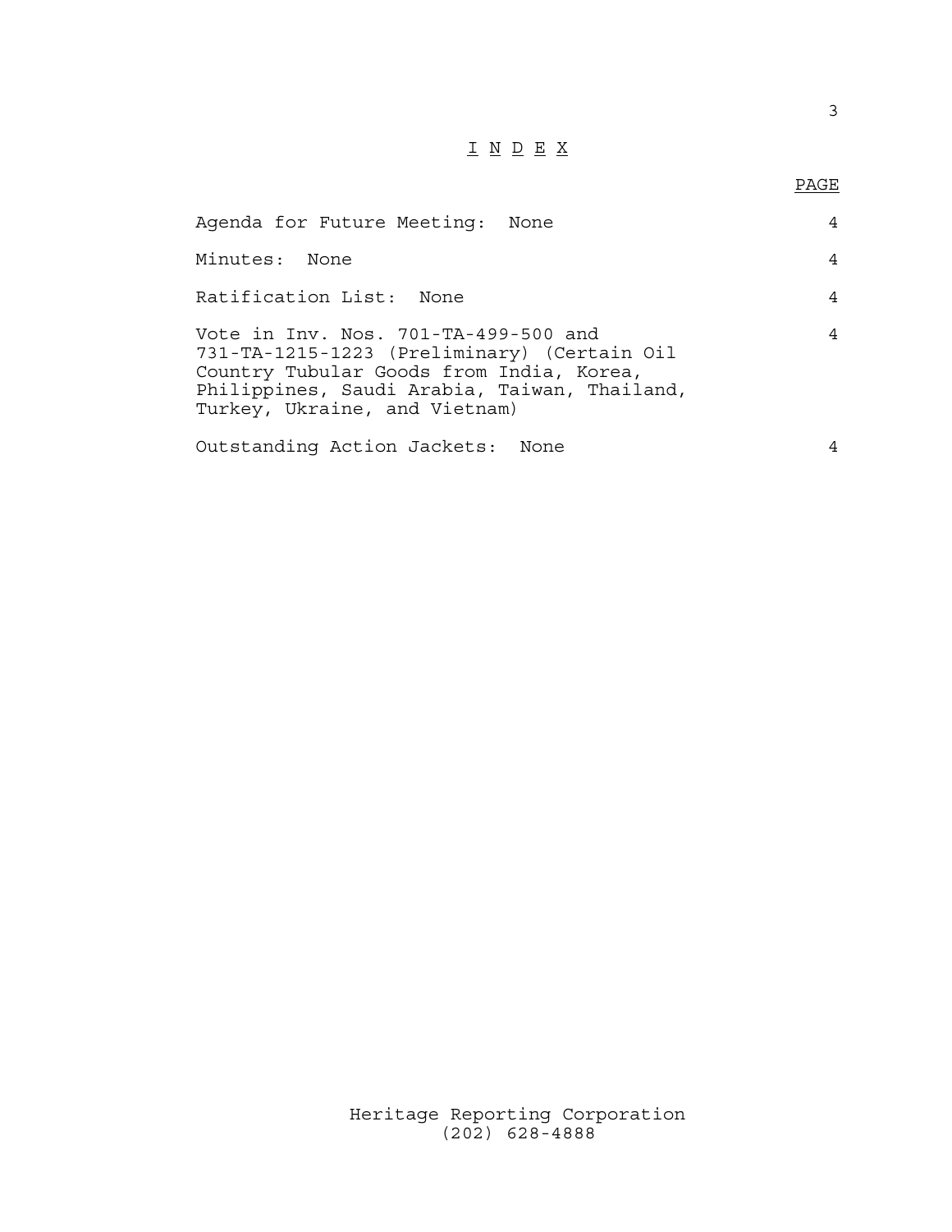# I N D E X

| | PAGE |
|---|---|
| Agenda for Future Meeting: None | 4 |
| Minutes: None | 4 |
| Ratification List: None | 4 |
| Vote in Inv. Nos. 701-TA-499-500 and 731-TA-1215-1223 (Preliminary) (Certain Oil Country Tubular Goods from India, Korea, Philippines, Saudi Arabia, Taiwan, Thailand, Turkey, Ukraine, and Vietnam) | 4 |
| Outstanding Action Jackets: None | 4 |

Heritage Reporting Corporation
(202) 628-4888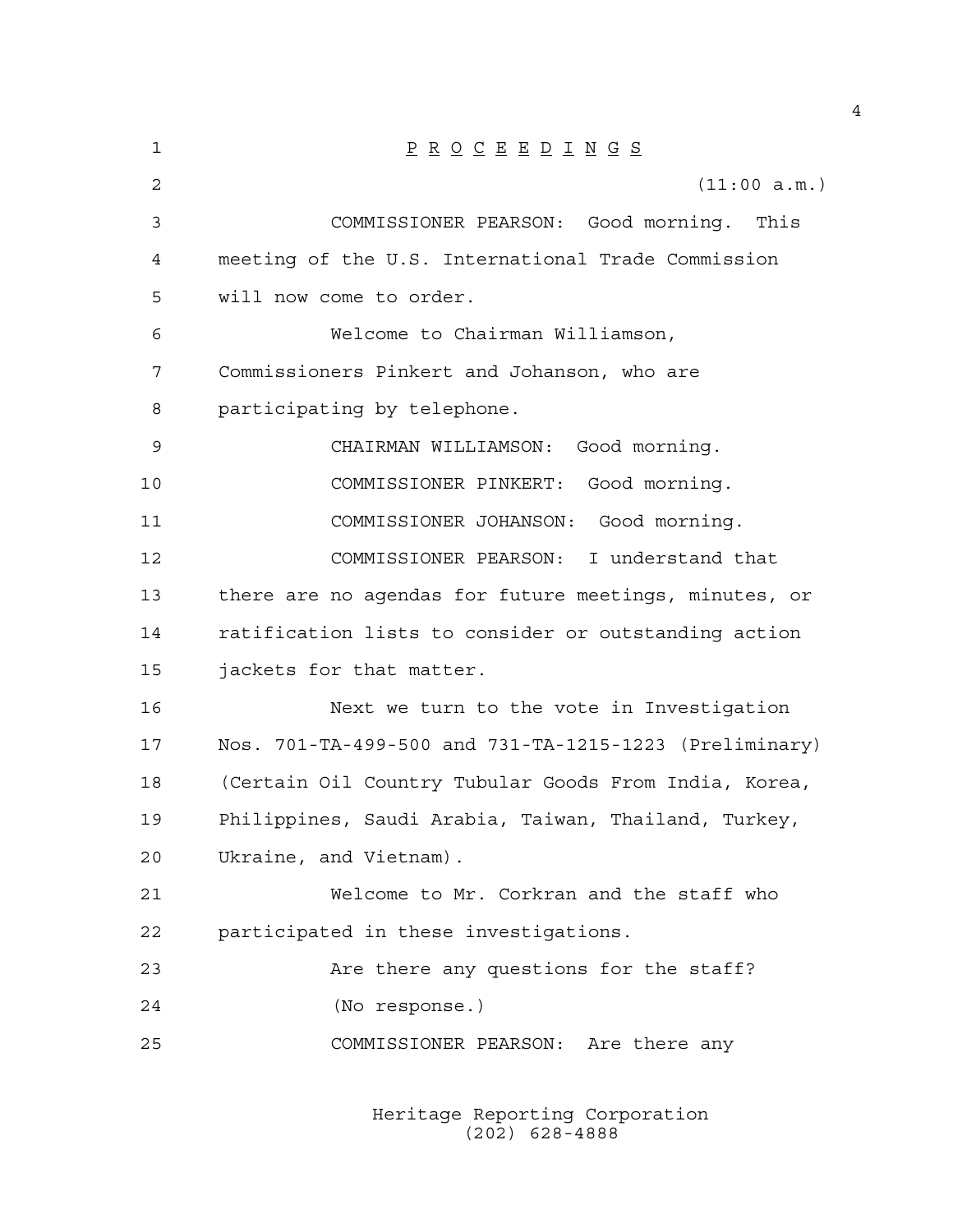P R O C E E D I N G S

(11:00 a.m.)

COMMISSIONER PEARSON: Good morning. This meeting of the U.S. International Trade Commission will now come to order.

Welcome to Chairman Williamson, Commissioners Pinkert and Johanson, who are participating by telephone.

CHAIRMAN WILLIAMSON: Good morning.

COMMISSIONER PINKERT: Good morning.

COMMISSIONER JOHANSON: Good morning.

COMMISSIONER PEARSON: I understand that there are no agendas for future meetings, minutes, or ratification lists to consider or outstanding action jackets for that matter.

Next we turn to the vote in Investigation Nos. 701-TA-499-500 and 731-TA-1215-1223 (Preliminary) (Certain Oil Country Tubular Goods From India, Korea, Philippines, Saudi Arabia, Taiwan, Thailand, Turkey, Ukraine, and Vietnam).

Welcome to Mr. Corkran and the staff who participated in these investigations.

Are there any questions for the staff?

(No response.)

COMMISSIONER PEARSON: Are there any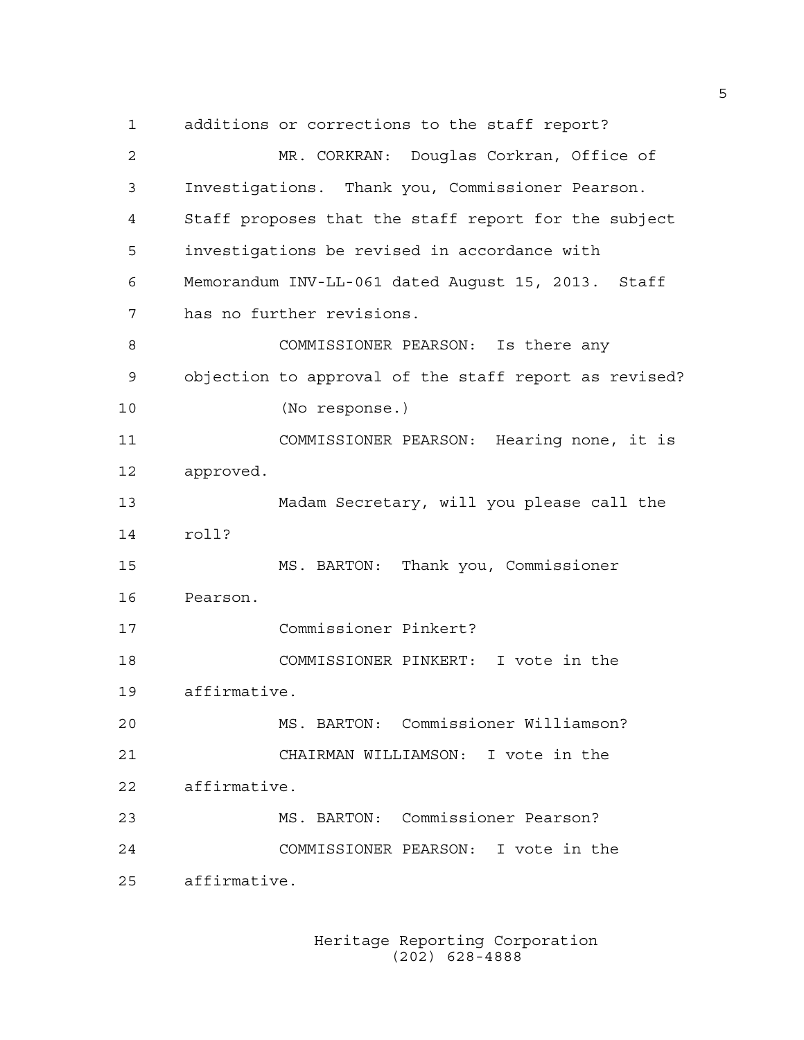additions or corrections to the staff report?

MR. CORKRAN: Douglas Corkran, Office of Investigations. Thank you, Commissioner Pearson. Staff proposes that the staff report for the subject investigations be revised in accordance with Memorandum INV-LL-061 dated August 15, 2013. Staff has no further revisions.

COMMISSIONER PEARSON: Is there any objection to approval of the staff report as revised?

(No response.)

COMMISSIONER PEARSON: Hearing none, it is approved.

Madam Secretary, will you please call the roll?

MS. BARTON: Thank you, Commissioner Pearson.

Commissioner Pinkert?

COMMISSIONER PINKERT: I vote in the affirmative.

MS. BARTON: Commissioner Williamson?

CHAIRMAN WILLIAMSON: I vote in the affirmative.

MS. BARTON: Commissioner Pearson?

COMMISSIONER PEARSON: I vote in the affirmative.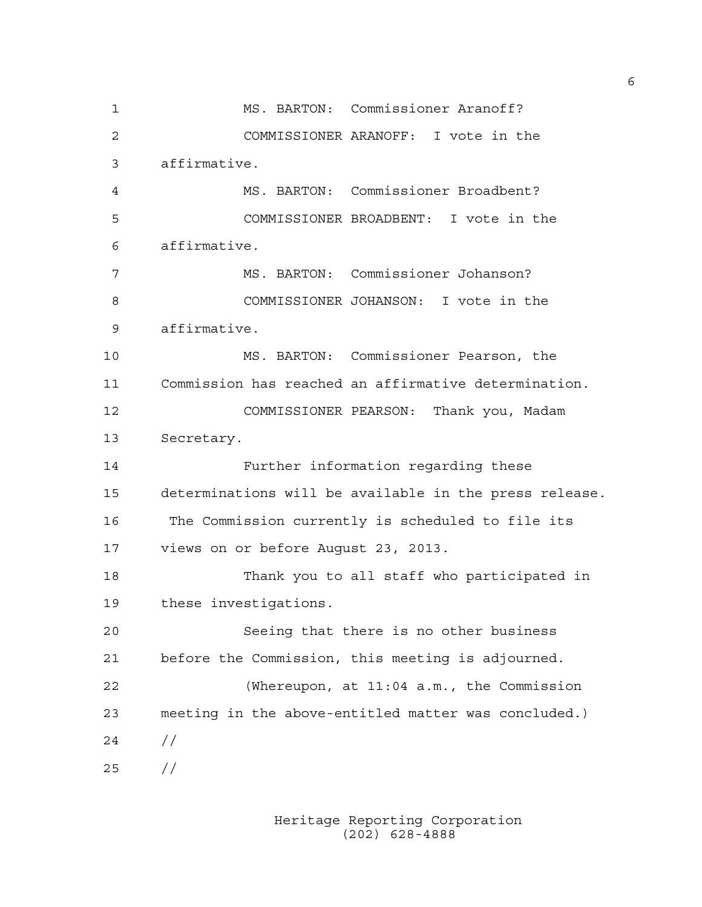MS. BARTON: Commissioner Aranoff?

COMMISSIONER ARANOFF: I vote in the affirmative.

MS. BARTON: Commissioner Broadbent?

COMMISSIONER BROADBENT: I vote in the affirmative.

MS. BARTON: Commissioner Johanson?

COMMISSIONER JOHANSON: I vote in the affirmative.

MS. BARTON: Commissioner Pearson, the Commission has reached an affirmative determination.

COMMISSIONER PEARSON: Thank you, Madam Secretary.

Further information regarding these determinations will be available in the press release. The Commission currently is scheduled to file its views on or before August 23, 2013.

Thank you to all staff who participated in these investigations.

Seeing that there is no other business before the Commission, this meeting is adjourned.

(Whereupon, at 11:04 a.m., the Commission meeting in the above-entitled matter was concluded.)

//

//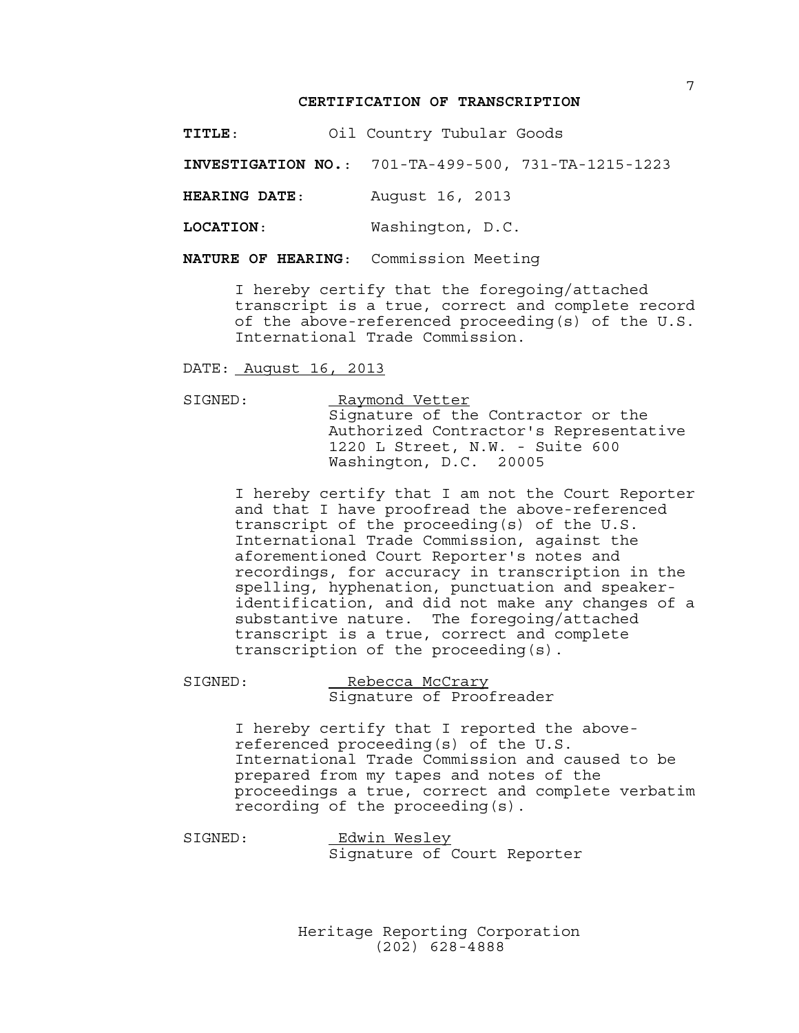## CERTIFICATION OF TRANSCRIPTION

**TITLE**: Oil Country Tubular Goods

**INVESTIGATION NO.**: 701-TA-499-500, 731-TA-1215-1223

**HEARING DATE**: August 16, 2013

**LOCATION**: Washington, D.C.

**NATURE OF HEARING**: Commission Meeting

I hereby certify that the foregoing/attached transcript is a true, correct and complete record of the above-referenced proceeding(s) of the U.S. International Trade Commission.

DATE: August 16, 2013

SIGNED: Raymond Vetter
Signature of the Contractor or the Authorized Contractor's Representative
1220 L Street, N.W. - Suite 600
Washington, D.C. 20005

I hereby certify that I am not the Court Reporter and that I have proofread the above-referenced transcript of the proceeding(s) of the U.S. International Trade Commission, against the aforementioned Court Reporter's notes and recordings, for accuracy in transcription in the spelling, hyphenation, punctuation and speaker-identification, and did not make any changes of a substantive nature. The foregoing/attached transcript is a true, correct and complete transcription of the proceeding(s).

SIGNED: Rebecca McCrary
Signature of Proofreader

I hereby certify that I reported the above-referenced proceeding(s) of the U.S. International Trade Commission and caused to be prepared from my tapes and notes of the proceedings a true, correct and complete verbatim recording of the proceeding(s).

SIGNED: Edwin Wesley
Signature of Court Reporter